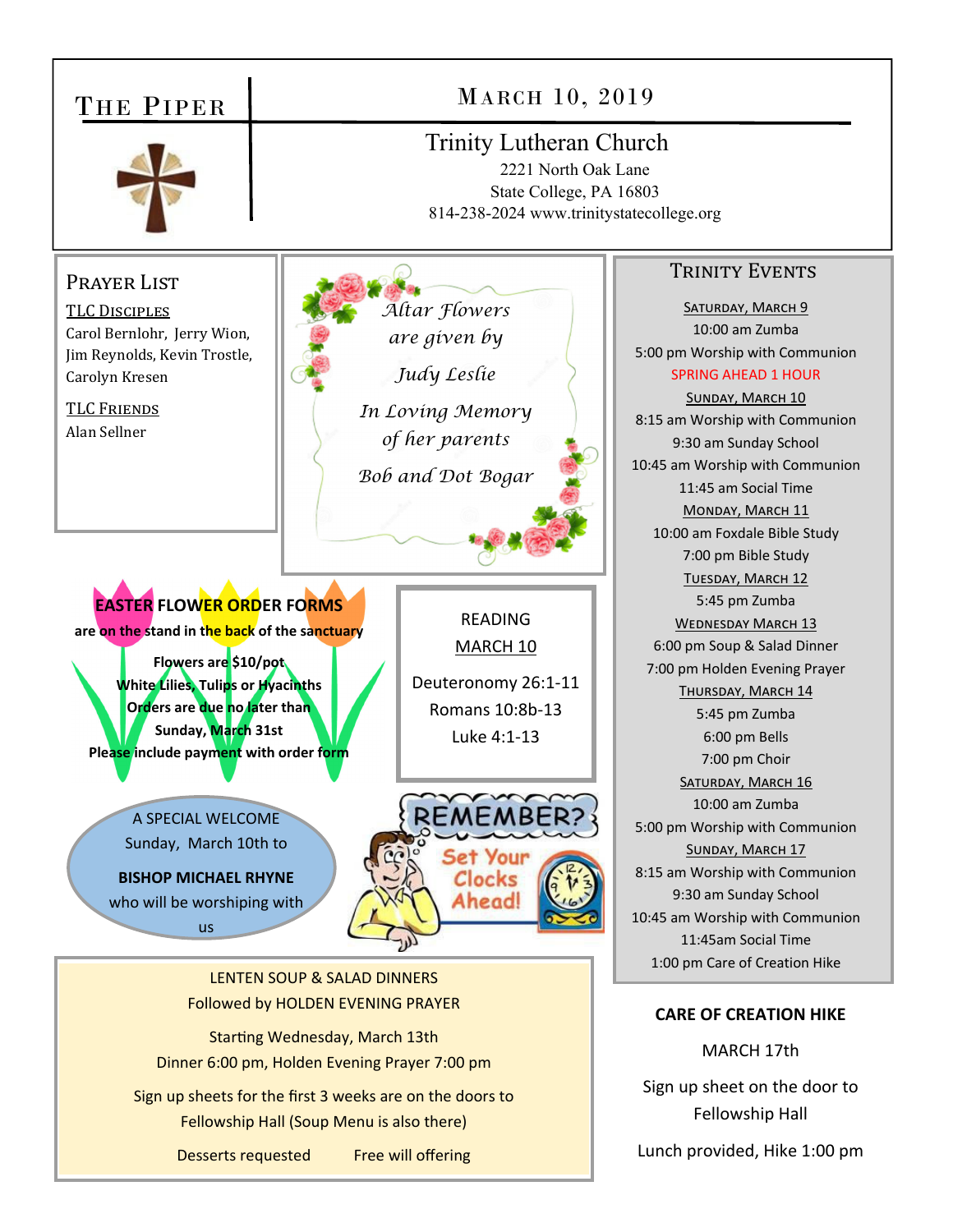# The Piper

## March 10, 2019

**Trinity Lutheran Church**
2221 North Oak Lane
State College, PA 16803
814-238-2024 www.trinitystatecollege.org

## Prayer List

**TLC Disciples**
Carol Bernlohr, Jerry Wion, Jim Reynolds, Kevin Trostle, Carolyn Kresen

**TLC Friends**
Alan Sellner

*Altar Flowers are given by Judy Leslie*

*In Loving Memory of her parents*

*Bob and Dot Bogar*

**EASTER FLOWER ORDER FORMS are on the stand in the back of the sanctuary**

**Flowers are $10/pot**
**White Lilies, Tulips or Hyacinths**
**Orders are due no later than Sunday, March 31st**
**Please include payment with order form**

READING
MARCH 10

Deuteronomy 26:1-11
Romans 10:8b-13
Luke 4:1-13

A SPECIAL WELCOME Sunday, March 10th to

**BISHOP MICHAEL RHYNE**

who will be worshiping with us

REMEMBER? Set Your Clocks Ahead!

## Trinity Events

**Saturday, March 9**
10:00 am Zumba
5:00 pm Worship with Communion
SPRING AHEAD 1 HOUR

**Sunday, March 10**
8:15 am Worship with Communion
9:30 am Sunday School
10:45 am Worship with Communion
11:45 am Social Time

**Monday, March 11**
10:00 am Foxdale Bible Study
7:00 pm Bible Study

**Tuesday, March 12**
5:45 pm Zumba

**Wednesday March 13**
6:00 pm Soup & Salad Dinner
7:00 pm Holden Evening Prayer

**Thursday, March 14**
5:45 pm Zumba
6:00 pm Bells
7:00 pm Choir

**Saturday, March 16**
10:00 am Zumba
5:00 pm Worship with Communion

**Sunday, March 17**
8:15 am Worship with Communion
9:30 am Sunday School
10:45 am Worship with Communion
11:45am Social Time
1:00 pm Care of Creation Hike

LENTEN SOUP & SALAD DINNERS
Followed by HOLDEN EVENING PRAYER

Starting Wednesday, March 13th
Dinner 6:00 pm, Holden Evening Prayer 7:00 pm

Sign up sheets for the first 3 weeks are on the doors to Fellowship Hall (Soup Menu is also there)

Desserts requested Free will offering

**CARE OF CREATION HIKE**

MARCH 17th

Sign up sheet on the door to Fellowship Hall

Lunch provided, Hike 1:00 pm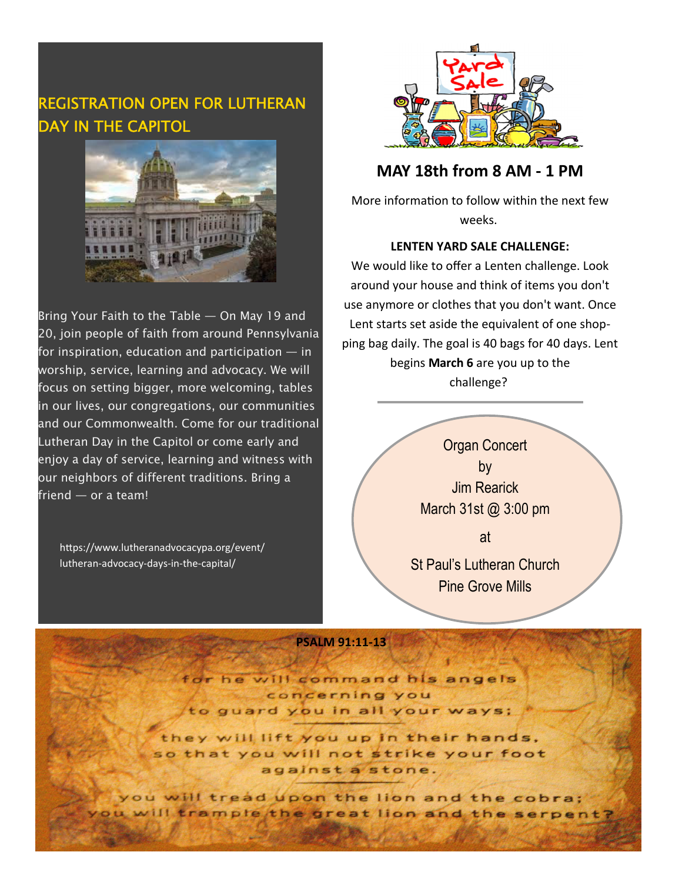## REGISTRATION OPEN FOR LUTHERAN DAY IN THE CAPITOL

Bring Your Faith to the Table — On May 19 and 20, join people of faith from around Pennsylvania for inspiration, education and participation — in worship, service, learning and advocacy. We will focus on setting bigger, more welcoming, tables in our lives, our congregations, our communities and our Commonwealth. Come for our traditional Lutheran Day in the Capitol or come early and enjoy a day of service, learning and witness with our neighbors of different traditions. Bring a friend — or a team!

https://www.lutheranadvocacypa.org/event/lutheran-advocacy-days-in-the-capitol/

Yard Sale

## MAY 18th from 8 AM - 1 PM

More information to follow within the next few weeks.

**LENTEN YARD SALE CHALLENGE:**

We would like to offer a Lenten challenge. Look around your house and think of items you don't use anymore or clothes that you don't want. Once Lent starts set aside the equivalent of one shopping bag daily. The goal is 40 bags for 40 days. Lent begins **March 6** are you up to the challenge?

Organ Concert
by
Jim Rearick
March 31st @ 3:00 pm

at

St Paul's Lutheran Church
Pine Grove Mills

**PSALM 91:11-13**

for he will command his angels
concerning you
to guard you in all your ways;

they will lift you up in their hands,
so that you will not strike your foot
against a stone.

you will tread upon the lion and the cobra;
you will trample the great lion and the serpent?